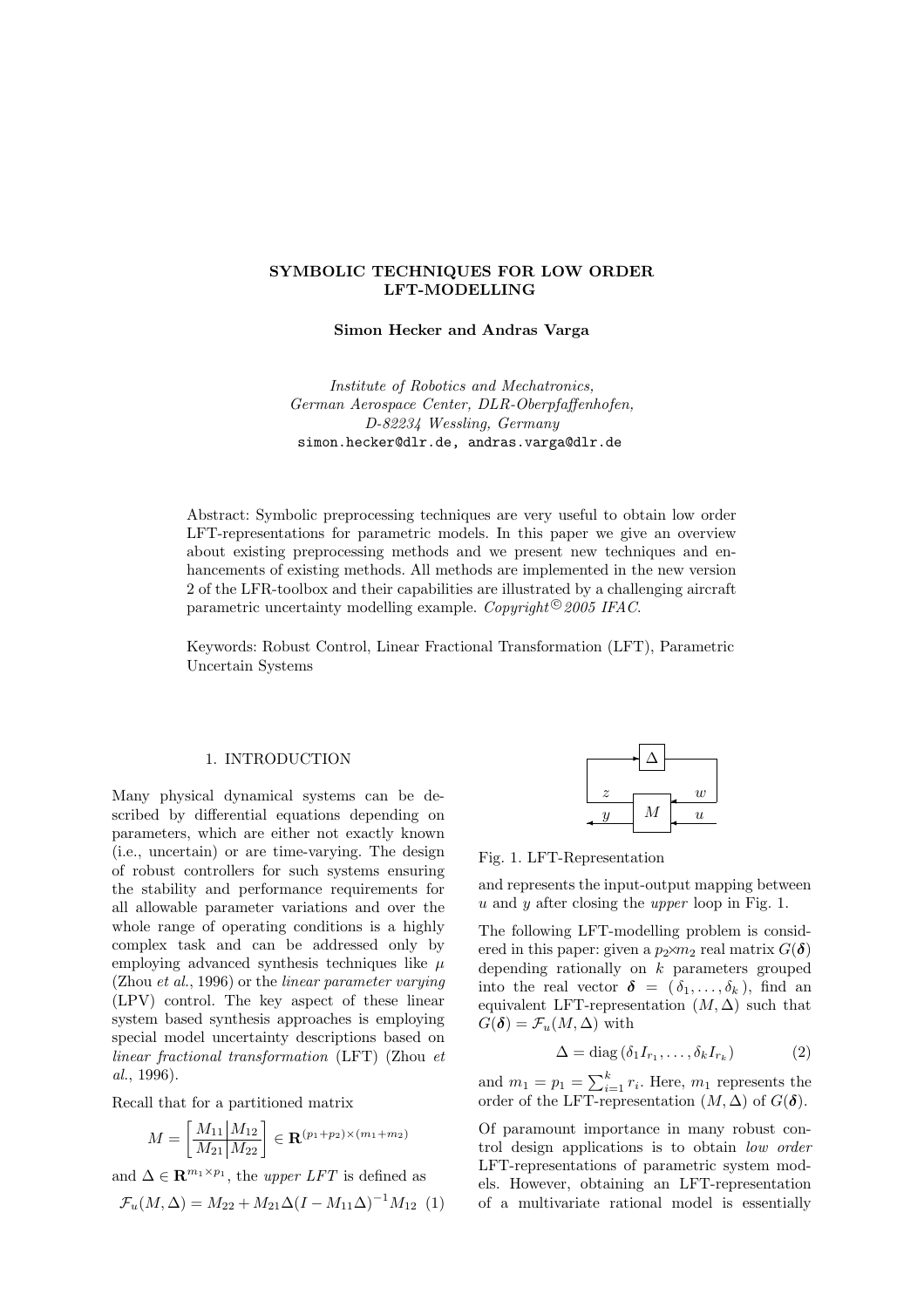# SYMBOLIC TECHNIQUES FOR LOW ORDER LFT-MODELLING

**Simon Hecker and Andras Varga**

*Institute of Robotics and Mechatronics,*
*German Aerospace Center, DLR-Oberpfaffenhofen,*
*D-82234 Wessling, Germany*
simon.hecker@dlr.de, andras.varga@dlr.de

Abstract: Symbolic preprocessing techniques are very useful to obtain low order LFT-representations for parametric models. In this paper we give an overview about existing preprocessing methods and we present new techniques and enhancements of existing methods. All methods are implemented in the new version 2 of the LFR-toolbox and their capabilities are illustrated by a challenging aircraft parametric uncertainty modelling example. *Copyright © 2005 IFAC.*

Keywords: Robust Control, Linear Fractional Transformation (LFT), Parametric Uncertain Systems

## 1. INTRODUCTION

Many physical dynamical systems can be described by differential equations depending on parameters, which are either not exactly known (i.e., uncertain) or are time-varying. The design of robust controllers for such systems ensuring the stability and performance requirements for all allowable parameter variations and over the whole range of operating conditions is a highly complex task and can be addressed only by employing advanced synthesis techniques like $\mu$ (Zhou *et al.*, 1996) or the *linear parameter varying* (LPV) control. The key aspect of these linear system based synthesis approaches is employing special model uncertainty descriptions based on *linear fractional transformation* (LFT) (Zhou *et al.*, 1996).

Recall that for a partitioned matrix

$$M = \left[\begin{array}{c|c} M_{11} & M_{12} \\ \hline M_{21} & M_{22} \end{array}\right] \in \mathbf{R}^{(p_1+p_2)\times(m_1+m_2)}$$

and $\Delta \in \mathbf{R}^{m_1 \times p_1}$, the *upper LFT* is defined as

$$\mathcal{F}_u(M,\Delta) = M_{22} + M_{21}\Delta(I - M_{11}\Delta)^{-1}M_{12} \quad (1)$$

Fig. 1. LFT-Representation

and represents the input-output mapping between $u$ and $y$ after closing the *upper* loop in Fig. 1.

The following LFT-modelling problem is considered in this paper: given a $p_2{\times}m_2$ real matrix $G(\boldsymbol{\delta})$ depending rationally on $k$ parameters grouped into the real vector $\boldsymbol{\delta} = (\delta_1, \ldots, \delta_k)$, find an equivalent LFT-representation $(M, \Delta)$ such that $G(\boldsymbol{\delta}) = \mathcal{F}_u(M, \Delta)$ with

$$\Delta = \text{diag}\,(\delta_1 I_{r_1}, \ldots, \delta_k I_{r_k}) \quad (2)$$

and $m_1 = p_1 = \sum_{i=1}^{k} r_i$. Here, $m_1$ represents the order of the LFT-representation $(M, \Delta)$ of $G(\boldsymbol{\delta})$.

Of paramount importance in many robust control design applications is to obtain *low order* LFT-representations of parametric system models. However, obtaining an LFT-representation of a multivariate rational model is essentially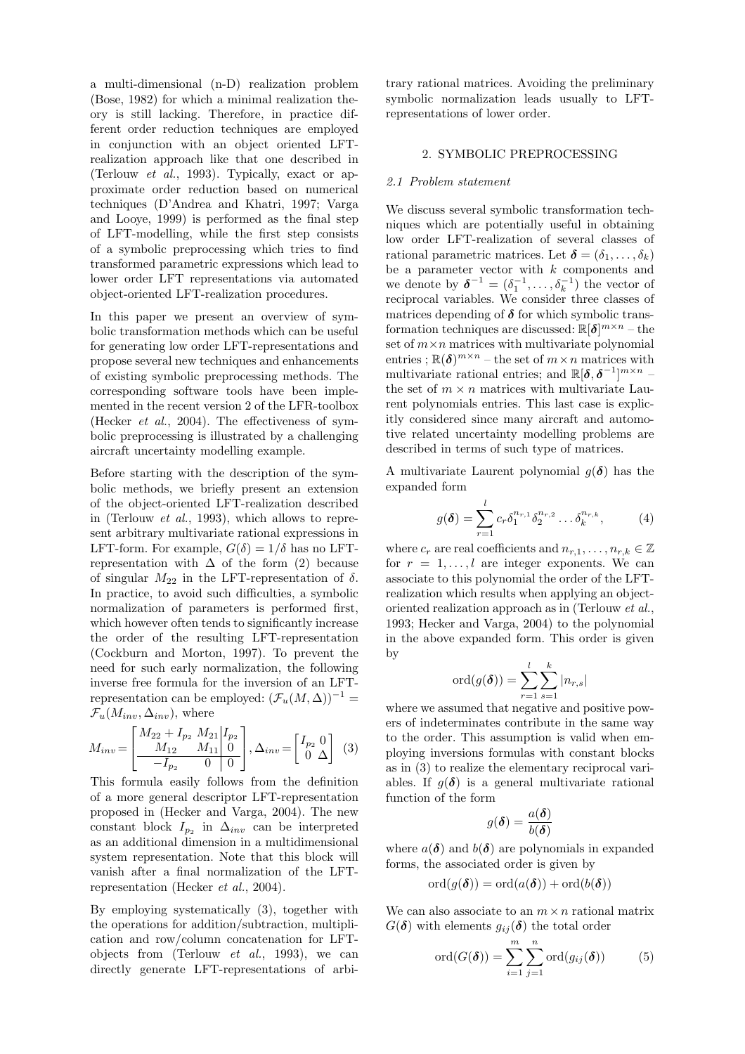a multi-dimensional (n-D) realization problem (Bose, 1982) for which a minimal realization theory is still lacking. Therefore, in practice different order reduction techniques are employed in conjunction with an object oriented LFT-realization approach like that one described in (Terlouw *et al.*, 1993). Typically, exact or approximate order reduction based on numerical techniques (D'Andrea and Khatri, 1997; Varga and Looye, 1999) is performed as the final step of LFT-modelling, while the first step consists of a symbolic preprocessing which tries to find transformed parametric expressions which lead to lower order LFT representations via automated object-oriented LFT-realization procedures.

In this paper we present an overview of symbolic transformation methods which can be useful for generating low order LFT-representations and propose several new techniques and enhancements of existing symbolic preprocessing methods. The corresponding software tools have been implemented in the recent version 2 of the LFR-toolbox (Hecker *et al.*, 2004). The effectiveness of symbolic preprocessing is illustrated by a challenging aircraft uncertainty modelling example.

Before starting with the description of the symbolic methods, we briefly present an extension of the object-oriented LFT-realization described in (Terlouw *et al.*, 1993), which allows to represent arbitrary multivariate rational expressions in LFT-form. For example, $G(\delta) = 1/\delta$ has no LFT-representation with $\Delta$ of the form (2) because of singular $M_{22}$ in the LFT-representation of $\delta$. In practice, to avoid such difficulties, a symbolic normalization of parameters is performed first, which however often tends to significantly increase the order of the resulting LFT-representation (Cockburn and Morton, 1997). To prevent the need for such early normalization, the following inverse free formula for the inversion of an LFT-representation can be employed: $(\mathcal{F}_u(M,\Delta))^{-1} = \mathcal{F}_u(M_{inv}, \Delta_{inv})$, where

$$M_{inv} = \left[\begin{array}{cc|c} M_{22} + I_{p_2} & M_{21} & I_{p_2} \\ M_{12} & M_{11} & 0 \\ \hline -I_{p_2} & 0 & 0 \end{array}\right], \Delta_{inv} = \begin{bmatrix} I_{p_2} & 0 \\ 0 & \Delta \end{bmatrix} \quad (3)$$

This formula easily follows from the definition of a more general descriptor LFT-representation proposed in (Hecker and Varga, 2004). The new constant block $I_{p_2}$ in $\Delta_{inv}$ can be interpreted as an additional dimension in a multidimensional system representation. Note that this block will vanish after a final normalization of the LFT-representation (Hecker *et al.*, 2004).

By employing systematically (3), together with the operations for addition/subtraction, multiplication and row/column concatenation for LFT-objects from (Terlouw *et al.*, 1993), we can directly generate LFT-representations of arbitrary rational matrices. Avoiding the preliminary symbolic normalization leads usually to LFT-representations of lower order.

## 2. SYMBOLIC PREPROCESSING

### *2.1 Problem statement*

We discuss several symbolic transformation techniques which are potentially useful in obtaining low order LFT-realization of several classes of rational parametric matrices. Let $\boldsymbol{\delta} = (\delta_1, \dots, \delta_k)$ be a parameter vector with $k$ components and we denote by $\boldsymbol{\delta}^{-1} = (\delta_1^{-1}, \dots, \delta_k^{-1})$ the vector of reciprocal variables. We consider three classes of matrices depending of $\boldsymbol{\delta}$ for which symbolic transformation techniques are discussed: $\mathbb{R}[\boldsymbol{\delta}]^{m\times n}$ – the set of $m \times n$ matrices with multivariate polynomial entries ; $\mathbb{R}(\boldsymbol{\delta})^{m\times n}$ – the set of $m \times n$ matrices with multivariate rational entries; and $\mathbb{R}[\boldsymbol{\delta}, \boldsymbol{\delta}^{-1}]^{m\times n}$ – the set of $m \times n$ matrices with multivariate Laurent polynomials entries. This last case is explicitly considered since many aircraft and automotive related uncertainty modelling problems are described in terms of such type of matrices.

A multivariate Laurent polynomial $g(\boldsymbol{\delta})$ has the expanded form

$$g(\boldsymbol{\delta}) = \sum_{r=1}^{l} c_r \delta_1^{n_{r,1}} \delta_2^{n_{r,2}} \dots \delta_k^{n_{r,k}}, \quad (4)$$

where $c_r$ are real coefficients and $n_{r,1}, \dots, n_{r,k} \in \mathbb{Z}$ for $r = 1, \dots, l$ are integer exponents. We can associate to this polynomial the order of the LFT-realization which results when applying an object-oriented realization approach as in (Terlouw *et al.*, 1993; Hecker and Varga, 2004) to the polynomial in the above expanded form. This order is given by

$$\text{ord}(g(\boldsymbol{\delta})) = \sum_{r=1}^{l} \sum_{s=1}^{k} |n_{r,s}|$$

where we assumed that negative and positive powers of indeterminates contribute in the same way to the order. This assumption is valid when employing inversions formulas with constant blocks as in (3) to realize the elementary reciprocal variables. If $g(\boldsymbol{\delta})$ is a general multivariate rational function of the form

$$g(\boldsymbol{\delta}) = \frac{a(\boldsymbol{\delta})}{b(\boldsymbol{\delta})}$$

where $a(\boldsymbol{\delta})$ and $b(\boldsymbol{\delta})$ are polynomials in expanded forms, the associated order is given by

$$\text{ord}(g(\boldsymbol{\delta})) = \text{ord}(a(\boldsymbol{\delta})) + \text{ord}(b(\boldsymbol{\delta}))$$

We can also associate to an $m \times n$ rational matrix $G(\boldsymbol{\delta})$ with elements $g_{ij}(\boldsymbol{\delta})$ the total order

$$\text{ord}(G(\boldsymbol{\delta})) = \sum_{i=1}^{m} \sum_{j=1}^{n} \text{ord}(g_{ij}(\boldsymbol{\delta})) \quad (5)$$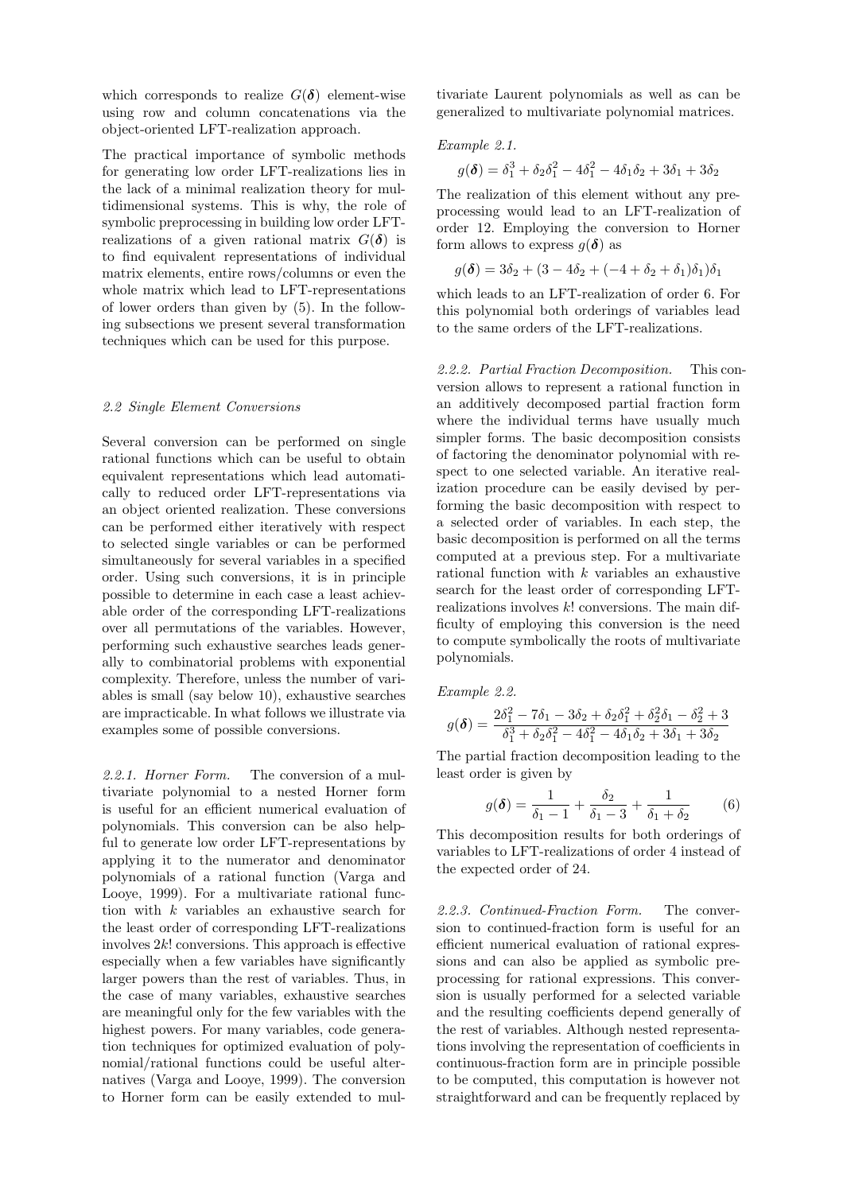which corresponds to realize $G(\boldsymbol{\delta})$ element-wise using row and column concatenations via the object-oriented LFT-realization approach.

The practical importance of symbolic methods for generating low order LFT-realizations lies in the lack of a minimal realization theory for multidimensional systems. This is why, the role of symbolic preprocessing in building low order LFT-realizations of a given rational matrix $G(\boldsymbol{\delta})$ is to find equivalent representations of individual matrix elements, entire rows/columns or even the whole matrix which lead to LFT-representations of lower orders than given by (5). In the following subsections we present several transformation techniques which can be used for this purpose.

### 2.2 Single Element Conversions

Several conversion can be performed on single rational functions which can be useful to obtain equivalent representations which lead automatically to reduced order LFT-representations via an object oriented realization. These conversions can be performed either iteratively with respect to selected single variables or can be performed simultaneously for several variables in a specified order. Using such conversions, it is in principle possible to determine in each case a least achievable order of the corresponding LFT-realizations over all permutations of the variables. However, performing such exhaustive searches leads generally to combinatorial problems with exponential complexity. Therefore, unless the number of variables is small (say below 10), exhaustive searches are impracticable. In what follows we illustrate via examples some of possible conversions.

*2.2.1. Horner Form.* The conversion of a multivariate polynomial to a nested Horner form is useful for an efficient numerical evaluation of polynomials. This conversion can be also helpful to generate low order LFT-representations by applying it to the numerator and denominator polynomials of a rational function (Varga and Looye, 1999). For a multivariate rational function with $k$ variables an exhaustive search for the least order of corresponding LFT-realizations involves $2k!$ conversions. This approach is effective especially when a few variables have significantly larger powers than the rest of variables. Thus, in the case of many variables, exhaustive searches are meaningful only for the few variables with the highest powers. For many variables, code generation techniques for optimized evaluation of polynomial/rational functions could be useful alternatives (Varga and Looye, 1999). The conversion to Horner form can be easily extended to multivariate Laurent polynomials as well as can be generalized to multivariate polynomial matrices.

*Example 2.1.*

$$g(\boldsymbol{\delta}) = \delta_1^3 + \delta_2\delta_1^2 - 4\delta_1^2 - 4\delta_1\delta_2 + 3\delta_1 + 3\delta_2$$

The realization of this element without any preprocessing would lead to an LFT-realization of order 12. Employing the conversion to Horner form allows to express $g(\boldsymbol{\delta})$ as

$$g(\boldsymbol{\delta}) = 3\delta_2 + (3 - 4\delta_2 + (-4 + \delta_2 + \delta_1)\delta_1)\delta_1$$

which leads to an LFT-realization of order 6. For this polynomial both orderings of variables lead to the same orders of the LFT-realizations.

*2.2.2. Partial Fraction Decomposition.* This conversion allows to represent a rational function in an additively decomposed partial fraction form where the individual terms have usually much simpler forms. The basic decomposition consists of factoring the denominator polynomial with respect to one selected variable. An iterative realization procedure can be easily devised by performing the basic decomposition with respect to a selected order of variables. In each step, the basic decomposition is performed on all the terms computed at a previous step. For a multivariate rational function with $k$ variables an exhaustive search for the least order of corresponding LFT-realizations involves $k!$ conversions. The main difficulty of employing this conversion is the need to compute symbolically the roots of multivariate polynomials.

*Example 2.2.*

$$g(\boldsymbol{\delta}) = \frac{2\delta_1^2 - 7\delta_1 - 3\delta_2 + \delta_2\delta_1^2 + \delta_2^2\delta_1 - \delta_2^2 + 3}{\delta_1^3 + \delta_2\delta_1^2 - 4\delta_1^2 - 4\delta_1\delta_2 + 3\delta_1 + 3\delta_2}$$

The partial fraction decomposition leading to the least order is given by

$$g(\boldsymbol{\delta}) = \frac{1}{\delta_1 - 1} + \frac{\delta_2}{\delta_1 - 3} + \frac{1}{\delta_1 + \delta_2} \qquad (6)$$

This decomposition results for both orderings of variables to LFT-realizations of order 4 instead of the expected order of 24.

*2.2.3. Continued-Fraction Form.* The conversion to continued-fraction form is useful for an efficient numerical evaluation of rational expressions and can also be applied as symbolic preprocessing for rational expressions. This conversion is usually performed for a selected variable and the resulting coefficients depend generally of the rest of variables. Although nested representations involving the representation of coefficients in continuous-fraction form are in principle possible to be computed, this computation is however not straightforward and can be frequently replaced by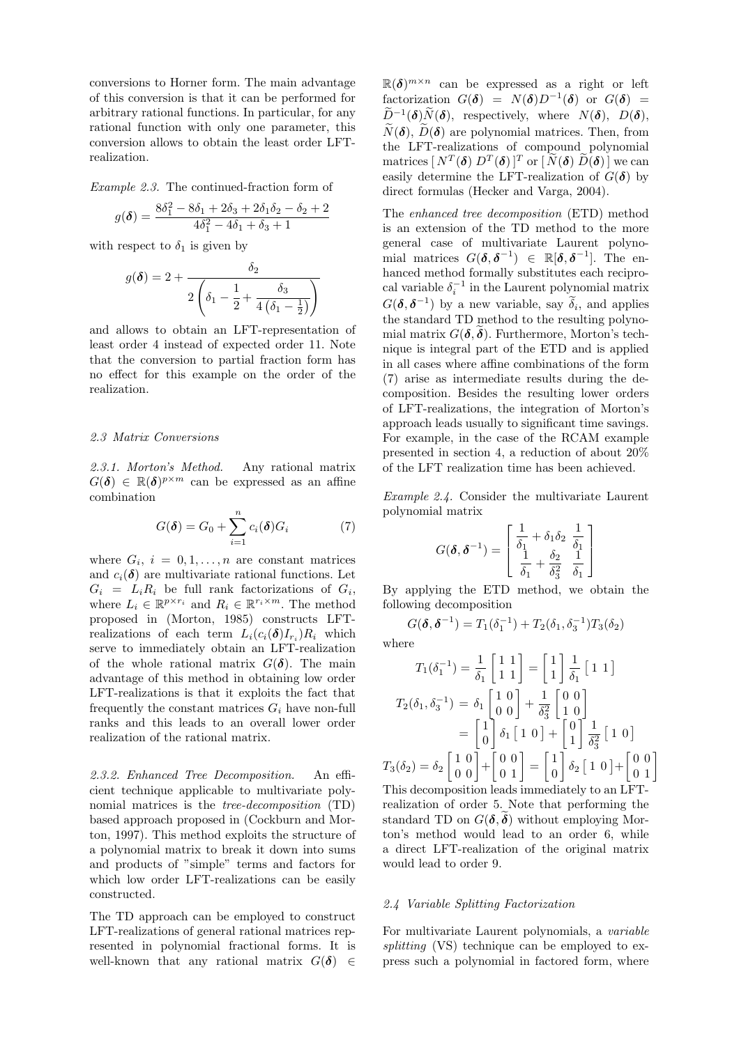conversions to Horner form. The main advantage of this conversion is that it can be performed for arbitrary rational functions. In particular, for any rational function with only one parameter, this conversion allows to obtain the least order LFT-realization.

*Example 2.3.* The continued-fraction form of

$$g(\boldsymbol{\delta}) = \frac{8\delta_1^2 - 8\delta_1 + 2\delta_3 + 2\delta_1\delta_2 - \delta_2 + 2}{4\delta_1^2 - 4\delta_1 + \delta_3 + 1}$$

with respect to $\delta_1$ is given by

$$g(\boldsymbol{\delta}) = 2 + \cfrac{\delta_2}{2\left(\delta_1 - \cfrac{1}{2} + \cfrac{\delta_3}{4\left(\delta_1 - \frac{1}{2}\right)}\right)}$$

and allows to obtain an LFT-representation of least order 4 instead of expected order 11. Note that the conversion to partial fraction form has no effect for this example on the order of the realization.

### 2.3 Matrix Conversions

*2.3.1. Morton's Method.* Any rational matrix $G(\boldsymbol{\delta}) \in \mathbb{R}(\boldsymbol{\delta})^{p\times m}$ can be expressed as an affine combination

$$G(\boldsymbol{\delta}) = G_0 + \sum_{i=1}^{n} c_i(\boldsymbol{\delta}) G_i \tag{7}$$

where $G_i$, $i = 0, 1, \ldots, n$ are constant matrices and $c_i(\boldsymbol{\delta})$ are multivariate rational functions. Let $G_i = L_i R_i$ be full rank factorizations of $G_i$, where $L_i \in \mathbb{R}^{p\times r_i}$ and $R_i \in \mathbb{R}^{r_i \times m}$. The method proposed in (Morton, 1985) constructs LFT-realizations of each term $L_i(c_i(\boldsymbol{\delta})I_{r_i})R_i$ which serve to immediately obtain an LFT-realization of the whole rational matrix $G(\boldsymbol{\delta})$. The main advantage of this method in obtaining low order LFT-realizations is that it exploits the fact that frequently the constant matrices $G_i$ have non-full ranks and this leads to an overall lower order realization of the rational matrix.

*2.3.2. Enhanced Tree Decomposition.* An efficient technique applicable to multivariate polynomial matrices is the *tree-decomposition* (TD) based approach proposed in (Cockburn and Morton, 1997). This method exploits the structure of a polynomial matrix to break it down into sums and products of "simple" terms and factors for which low order LFT-realizations can be easily constructed.

The TD approach can be employed to construct LFT-realizations of general rational matrices represented in polynomial fractional forms. It is well-known that any rational matrix $G(\boldsymbol{\delta}) \in \mathbb{R}(\boldsymbol{\delta})^{m\times n}$ can be expressed as a right or left factorization $G(\boldsymbol{\delta}) = N(\boldsymbol{\delta})D^{-1}(\boldsymbol{\delta})$ or $G(\boldsymbol{\delta}) = \widetilde{D}^{-1}(\boldsymbol{\delta})\widetilde{N}(\boldsymbol{\delta})$, respectively, where $N(\boldsymbol{\delta})$, $D(\boldsymbol{\delta})$, $\widetilde{N}(\boldsymbol{\delta})$, $\widetilde{D}(\boldsymbol{\delta})$ are polynomial matrices. Then, from the LFT-realizations of compound polynomial matrices $[\,N^T(\boldsymbol{\delta})\; D^T(\boldsymbol{\delta})\,]^T$ or $[\,\widetilde{N}(\boldsymbol{\delta})\; \widetilde{D}(\boldsymbol{\delta})\,]$ we can easily determine the LFT-realization of $G(\boldsymbol{\delta})$ by direct formulas (Hecker and Varga, 2004).

The *enhanced tree decomposition* (ETD) method is an extension of the TD method to the more general case of multivariate Laurent polynomial matrices $G(\boldsymbol{\delta}, \boldsymbol{\delta}^{-1}) \in \mathbb{R}[\boldsymbol{\delta}, \boldsymbol{\delta}^{-1}]$. The enhanced method formally substitutes each reciprocal variable $\delta_i^{-1}$ in the Laurent polynomial matrix $G(\boldsymbol{\delta}, \boldsymbol{\delta}^{-1})$ by a new variable, say $\widetilde{\delta}_i$, and applies the standard TD method to the resulting polynomial matrix $G(\boldsymbol{\delta}, \widetilde{\boldsymbol{\delta}})$. Furthermore, Morton's technique is integral part of the ETD and is applied in all cases where affine combinations of the form (7) arise as intermediate results during the decomposition. Besides the resulting lower orders of LFT-realizations, the integration of Morton's approach leads usually to significant time savings. For example, in the case of the RCAM example presented in section 4, a reduction of about 20% of the LFT realization time has been achieved.

*Example 2.4.* Consider the multivariate Laurent polynomial matrix

$$G(\boldsymbol{\delta}, \boldsymbol{\delta}^{-1}) = \begin{bmatrix} \frac{1}{\delta_1} + \delta_1\delta_2 & \frac{1}{\delta_1} \\ \frac{1}{\delta_1} + \frac{\delta_2}{\delta_3^2} & \frac{1}{\delta_1} \end{bmatrix}$$

By applying the ETD method, we obtain the following decomposition

$$G(\boldsymbol{\delta}, \boldsymbol{\delta}^{-1}) = T_1(\delta_1^{-1}) + T_2(\delta_1, \delta_3^{-1})T_3(\delta_2)$$

where

$$T_1(\delta_1^{-1}) = \frac{1}{\delta_1}\begin{bmatrix} 1 & 1 \\ 1 & 1 \end{bmatrix} = \begin{bmatrix} 1 \\ 1 \end{bmatrix} \frac{1}{\delta_1} \begin{bmatrix} 1 & 1 \end{bmatrix}$$

$$\begin{aligned} T_2(\delta_1, \delta_3^{-1}) &= \delta_1 \begin{bmatrix} 1 & 0 \\ 0 & 0 \end{bmatrix} + \frac{1}{\delta_3^2}\begin{bmatrix} 0 & 0 \\ 1 & 0 \end{bmatrix} \\ &= \begin{bmatrix} 1 \\ 0 \end{bmatrix} \delta_1 \begin{bmatrix} 1 & 0 \end{bmatrix} + \begin{bmatrix} 0 \\ 1 \end{bmatrix} \frac{1}{\delta_3^2} \begin{bmatrix} 1 & 0 \end{bmatrix} \end{aligned}$$

$$T_3(\delta_2) = \delta_2 \begin{bmatrix} 1 & 0 \\ 0 & 0 \end{bmatrix} + \begin{bmatrix} 0 & 0 \\ 0 & 1 \end{bmatrix} = \begin{bmatrix} 1 \\ 0 \end{bmatrix} \delta_2 \begin{bmatrix} 1 & 0 \end{bmatrix} + \begin{bmatrix} 0 & 0 \\ 0 & 1 \end{bmatrix}$$

This decomposition leads immediately to an LFT-realization of order 5. Note that performing the standard TD on $G(\boldsymbol{\delta}, \widetilde{\boldsymbol{\delta}})$ without employing Morton's method would lead to an order 6, while a direct LFT-realization of the original matrix would lead to order 9.

### 2.4 Variable Splitting Factorization

For multivariate Laurent polynomials, a *variable splitting* (VS) technique can be employed to express such a polynomial in factored form, where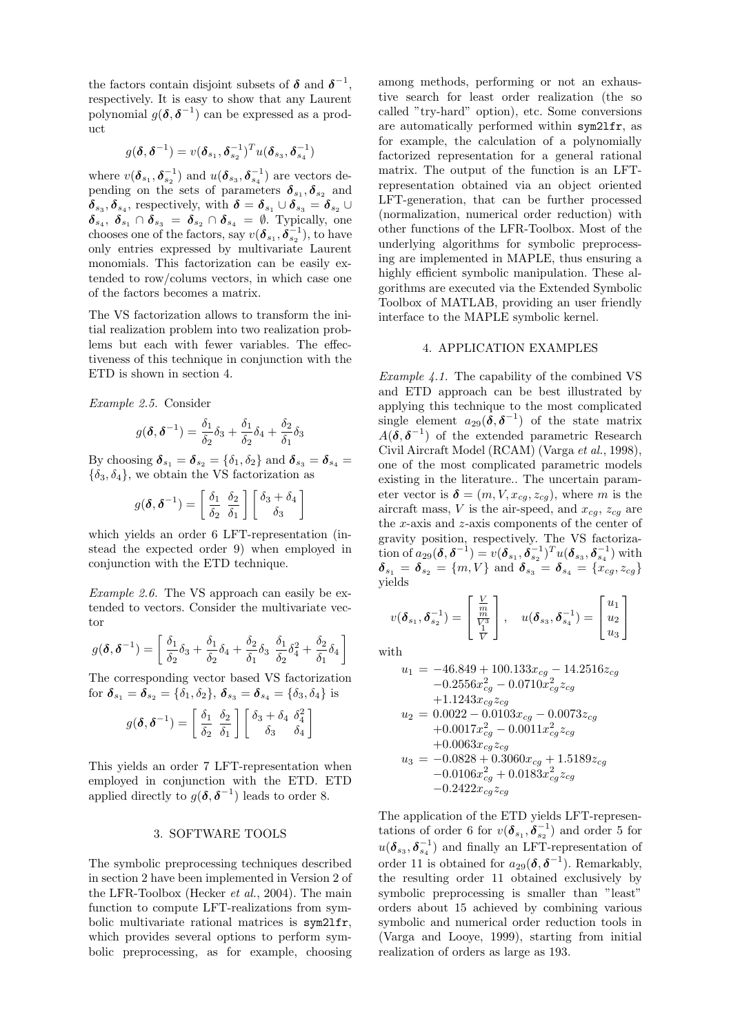the factors contain disjoint subsets of $\boldsymbol{\delta}$ and $\boldsymbol{\delta}^{-1}$, respectively. It is easy to show that any Laurent polynomial $g(\boldsymbol{\delta},\boldsymbol{\delta}^{-1})$ can be expressed as a product

$$g(\boldsymbol{\delta},\boldsymbol{\delta}^{-1}) = v(\boldsymbol{\delta}_{s_1},\boldsymbol{\delta}_{s_2}^{-1})^T u(\boldsymbol{\delta}_{s_3},\boldsymbol{\delta}_{s_4}^{-1})$$

where $v(\boldsymbol{\delta}_{s_1},\boldsymbol{\delta}_{s_2}^{-1})$ and $u(\boldsymbol{\delta}_{s_3},\boldsymbol{\delta}_{s_4}^{-1})$ are vectors depending on the sets of parameters $\boldsymbol{\delta}_{s_1},\boldsymbol{\delta}_{s_2}$ and $\boldsymbol{\delta}_{s_3},\boldsymbol{\delta}_{s_4}$, respectively, with $\boldsymbol{\delta} = \boldsymbol{\delta}_{s_1}\cup\boldsymbol{\delta}_{s_3} = \boldsymbol{\delta}_{s_2}\cup\boldsymbol{\delta}_{s_4}$, $\boldsymbol{\delta}_{s_1}\cap\boldsymbol{\delta}_{s_3} = \boldsymbol{\delta}_{s_2}\cap\boldsymbol{\delta}_{s_4} = \emptyset$. Typically, one chooses one of the factors, say $v(\boldsymbol{\delta}_{s_1},\boldsymbol{\delta}_{s_2}^{-1})$, to have only entries expressed by multivariate Laurent monomials. This factorization can be easily extended to row/colums vectors, in which case one of the factors becomes a matrix.

The VS factorization allows to transform the initial realization problem into two realization problems but each with fewer variables. The effectiveness of this technique in conjunction with the ETD is shown in section 4.

*Example 2.5.* Consider

$$g(\boldsymbol{\delta},\boldsymbol{\delta}^{-1}) = \frac{\delta_1}{\delta_2}\delta_3 + \frac{\delta_1}{\delta_2}\delta_4 + \frac{\delta_2}{\delta_1}\delta_3$$

By choosing $\boldsymbol{\delta}_{s_1} = \boldsymbol{\delta}_{s_2} = \{\delta_1,\delta_2\}$ and $\boldsymbol{\delta}_{s_3} = \boldsymbol{\delta}_{s_4} = \{\delta_3,\delta_4\}$, we obtain the VS factorization as

$$g(\boldsymbol{\delta},\boldsymbol{\delta}^{-1}) = \left[\begin{array}{cc} \frac{\delta_1}{\delta_2} & \frac{\delta_2}{\delta_1} \end{array}\right] \left[\begin{array}{c} \delta_3+\delta_4 \\ \delta_3 \end{array}\right]$$

which yields an order 6 LFT-representation (instead the expected order 9) when employed in conjunction with the ETD technique.

*Example 2.6.* The VS approach can easily be extended to vectors. Consider the multivariate vector

$$g(\boldsymbol{\delta},\boldsymbol{\delta}^{-1}) = \left[\begin{array}{cc} \frac{\delta_1}{\delta_2}\delta_3 + \frac{\delta_1}{\delta_2}\delta_4 + \frac{\delta_2}{\delta_1}\delta_3 & \frac{\delta_1}{\delta_2}\delta_4^2 + \frac{\delta_2}{\delta_1}\delta_4 \end{array}\right]$$

The corresponding vector based VS factorization for $\boldsymbol{\delta}_{s_1} = \boldsymbol{\delta}_{s_2} = \{\delta_1,\delta_2\}$, $\boldsymbol{\delta}_{s_3} = \boldsymbol{\delta}_{s_4} = \{\delta_3,\delta_4\}$ is

$$g(\boldsymbol{\delta},\boldsymbol{\delta}^{-1}) = \left[\begin{array}{cc} \frac{\delta_1}{\delta_2} & \frac{\delta_2}{\delta_1} \end{array}\right] \left[\begin{array}{cc} \delta_3+\delta_4 & \delta_4^2 \\ \delta_3 & \delta_4 \end{array}\right]$$

This yields an order 7 LFT-representation when employed in conjunction with the ETD. ETD applied directly to $g(\boldsymbol{\delta},\boldsymbol{\delta}^{-1})$ leads to order 8.

## 3. SOFTWARE TOOLS

The symbolic preprocessing techniques described in section 2 have been implemented in Version 2 of the LFR-Toolbox (Hecker *et al.*, 2004). The main function to compute LFT-realizations from symbolic multivariate rational matrices is `sym2lfr`, which provides several options to perform symbolic preprocessing, as for example, choosing among methods, performing or not an exhaustive search for least order realization (the so called "try-hard" option), etc. Some conversions are automatically performed within `sym2lfr`, as for example, the calculation of a polynomially factorized representation for a general rational matrix. The output of the function is an LFT-representation obtained via an object oriented LFT-generation, that can be further processed (normalization, numerical order reduction) with other functions of the LFR-Toolbox. Most of the underlying algorithms for symbolic preprocessing are implemented in MAPLE, thus ensuring a highly efficient symbolic manipulation. These algorithms are executed via the Extended Symbolic Toolbox of MATLAB, providing an user friendly interface to the MAPLE symbolic kernel.

## 4. APPLICATION EXAMPLES

*Example 4.1.* The capability of the combined VS and ETD approach can be best illustrated by applying this technique to the most complicated single element $a_{29}(\boldsymbol{\delta},\boldsymbol{\delta}^{-1})$ of the state matrix $A(\boldsymbol{\delta},\boldsymbol{\delta}^{-1})$ of the extended parametric Research Civil Aircraft Model (RCAM) (Varga *et al.*, 1998), one of the most complicated parametric models existing in the literature.. The uncertain parameter vector is $\boldsymbol{\delta} = (m, V, x_{cg}, z_{cg})$, where $m$ is the aircraft mass, $V$ is the air-speed, and $x_{cg}$, $z_{cg}$ are the $x$-axis and $z$-axis components of the center of gravity position, respectively. The VS factorization of $a_{29}(\boldsymbol{\delta},\boldsymbol{\delta}^{-1}) = v(\boldsymbol{\delta}_{s_1},\boldsymbol{\delta}_{s_2}^{-1})^T u(\boldsymbol{\delta}_{s_3},\boldsymbol{\delta}_{s_4}^{-1})$ with $\boldsymbol{\delta}_{s_1} = \boldsymbol{\delta}_{s_2} = \{m, V\}$ and $\boldsymbol{\delta}_{s_3} = \boldsymbol{\delta}_{s_4} = \{x_{cg}, z_{cg}\}$ yields

$$v(\boldsymbol{\delta}_{s_1},\boldsymbol{\delta}_{s_2}^{-1}) = \left[\begin{array}{c} \frac{V}{m} \\ \frac{m}{V^3} \\ \frac{1}{V} \end{array}\right], \quad u(\boldsymbol{\delta}_{s_3},\boldsymbol{\delta}_{s_4}^{-1}) = \left[\begin{array}{c} u_1 \\ u_2 \\ u_3 \end{array}\right]$$

with

$$\begin{aligned}
u_1 &= -46.849 + 100.133x_{cg} - 14.2516z_{cg} \\
&\quad -0.2556x_{cg}^2 - 0.0710x_{cg}^2 z_{cg} \\
&\quad +1.1243x_{cg}z_{cg} \\
u_2 &= 0.0022 - 0.0103x_{cg} - 0.0073z_{cg} \\
&\quad +0.0017x_{cg}^2 - 0.0011x_{cg}^2 z_{cg} \\
&\quad +0.0063x_{cg}z_{cg} \\
u_3 &= -0.0828 + 0.3060x_{cg} + 1.5189z_{cg} \\
&\quad -0.0106x_{cg}^2 + 0.0183x_{cg}^2 z_{cg} \\
&\quad -0.2422x_{cg}z_{cg}
\end{aligned}$$

The application of the ETD yields LFT-representations of order 6 for $v(\boldsymbol{\delta}_{s_1},\boldsymbol{\delta}_{s_2}^{-1})$ and order 5 for $u(\boldsymbol{\delta}_{s_3},\boldsymbol{\delta}_{s_4}^{-1})$ and finally an LFT-representation of order 11 is obtained for $a_{29}(\boldsymbol{\delta},\boldsymbol{\delta}^{-1})$. Remarkably, the resulting order 11 obtained exclusively by symbolic preprocessing is smaller than "least" orders about 15 achieved by combining various symbolic and numerical order reduction tools in (Varga and Looye, 1999), starting from initial realization of orders as large as 193.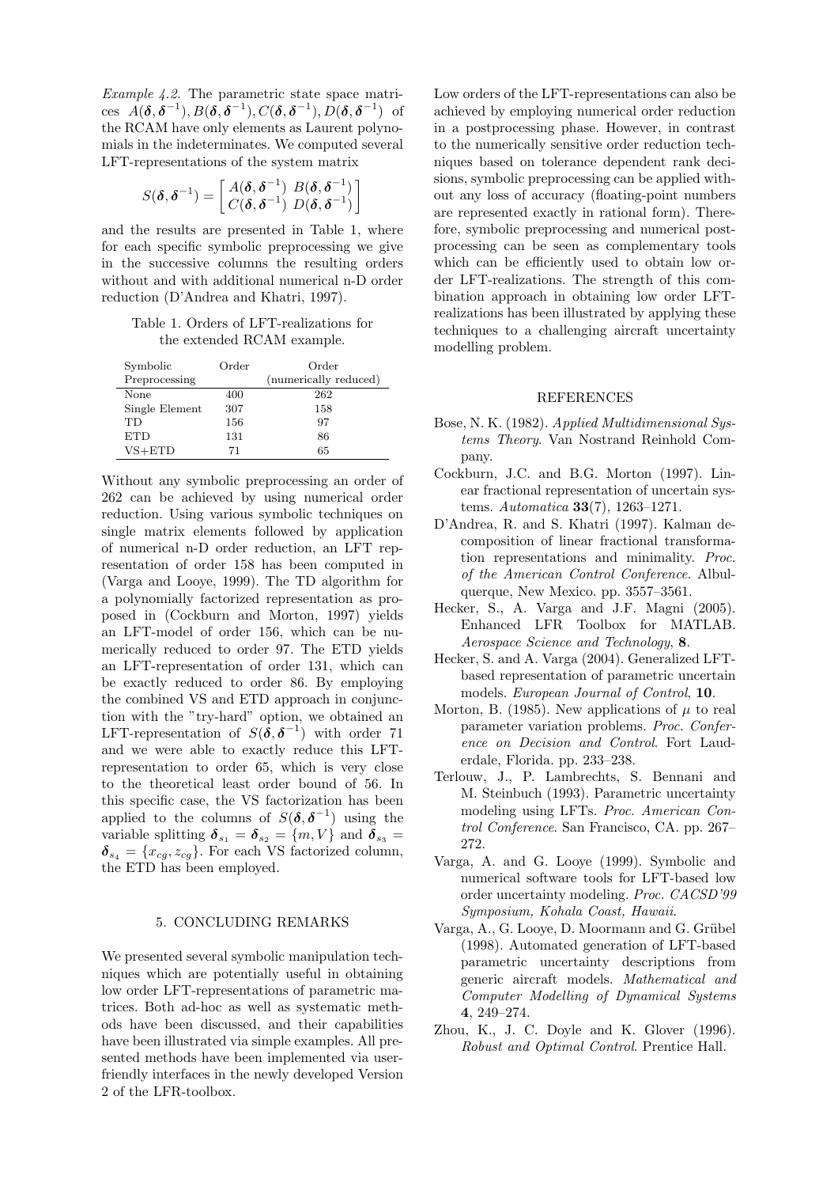*Example 4.2.* The parametric state space matrices $A(\boldsymbol{\delta}, \boldsymbol{\delta}^{-1}), B(\boldsymbol{\delta}, \boldsymbol{\delta}^{-1}), C(\boldsymbol{\delta}, \boldsymbol{\delta}^{-1}), D(\boldsymbol{\delta}, \boldsymbol{\delta}^{-1})$ of the RCAM have only elements as Laurent polynomials in the indeterminates. We computed several LFT-representations of the system matrix

$$S(\boldsymbol{\delta}, \boldsymbol{\delta}^{-1}) = \begin{bmatrix} A(\boldsymbol{\delta}, \boldsymbol{\delta}^{-1}) & B(\boldsymbol{\delta}, \boldsymbol{\delta}^{-1}) \\ C(\boldsymbol{\delta}, \boldsymbol{\delta}^{-1}) & D(\boldsymbol{\delta}, \boldsymbol{\delta}^{-1}) \end{bmatrix}$$

and the results are presented in Table 1, where for each specific symbolic preprocessing we give in the successive columns the resulting orders without and with additional numerical n-D order reduction (D'Andrea and Khatri, 1997).

Table 1. Orders of LFT-realizations for the extended RCAM example.

| Symbolic Preprocessing | Order | Order (numerically reduced) |
|---|---|---|
| None | 400 | 262 |
| Single Element | 307 | 158 |
| TD | 156 | 97 |
| ETD | 131 | 86 |
| VS+ETD | 71 | 65 |

Without any symbolic preprocessing an order of 262 can be achieved by using numerical order reduction. Using various symbolic techniques on single matrix elements followed by application of numerical n-D order reduction, an LFT representation of order 158 has been computed in (Varga and Looye, 1999). The TD algorithm for a polynomially factorized representation as proposed in (Cockburn and Morton, 1997) yields an LFT-model of order 156, which can be numerically reduced to order 97. The ETD yields an LFT-representation of order 131, which can be exactly reduced to order 86. By employing the combined VS and ETD approach in conjunction with the "try-hard" option, we obtained an LFT-representation of $S(\boldsymbol{\delta}, \boldsymbol{\delta}^{-1})$ with order 71 and we were able to exactly reduce this LFT-representation to order 65, which is very close to the theoretical least order bound of 56. In this specific case, the VS factorization has been applied to the columns of $S(\boldsymbol{\delta}, \boldsymbol{\delta}^{-1})$ using the variable splitting $\boldsymbol{\delta}_{s_1} = \boldsymbol{\delta}_{s_2} = \{m, V\}$ and $\boldsymbol{\delta}_{s_3} = \boldsymbol{\delta}_{s_4} = \{x_{cg}, z_{cg}\}$. For each VS factorized column, the ETD has been employed.

## 5. CONCLUDING REMARKS

We presented several symbolic manipulation techniques which are potentially useful in obtaining low order LFT-representations of parametric matrices. Both ad-hoc as well as systematic methods have been discussed, and their capabilities have been illustrated via simple examples. All presented methods have been implemented via user-friendly interfaces in the newly developed Version 2 of the LFR-toolbox.

Low orders of the LFT-representations can also be achieved by employing numerical order reduction in a postprocessing phase. However, in contrast to the numerically sensitive order reduction techniques based on tolerance dependent rank decisions, symbolic preprocessing can be applied without any loss of accuracy (floating-point numbers are represented exactly in rational form). Therefore, symbolic preprocessing and numerical postprocessing can be seen as complementary tools which can be efficiently used to obtain low order LFT-realizations. The strength of this combination approach in obtaining low order LFT-realizations has been illustrated by applying these techniques to a challenging aircraft uncertainty modelling problem.

## REFERENCES

Bose, N. K. (1982). *Applied Multidimensional Systems Theory*. Van Nostrand Reinhold Company.

Cockburn, J.C. and B.G. Morton (1997). Linear fractional representation of uncertain systems. *Automatica* **33**(7), 1263–1271.

D'Andrea, R. and S. Khatri (1997). Kalman decomposition of linear fractional transformation representations and minimality. *Proc. of the American Control Conference*. Albulquerque, New Mexico. pp. 3557–3561.

Hecker, S., A. Varga and J.F. Magni (2005). Enhanced LFR Toolbox for MATLAB. *Aerospace Science and Technology*, **8**.

Hecker, S. and A. Varga (2004). Generalized LFT-based representation of parametric uncertain models. *European Journal of Control*, **10**.

Morton, B. (1985). New applications of $\mu$ to real parameter variation problems. *Proc. Conference on Decision and Control*. Fort Lauderdale, Florida. pp. 233–238.

Terlouw, J., P. Lambrechts, S. Bennani and M. Steinbuch (1993). Parametric uncertainty modeling using LFTs. *Proc. American Control Conference*. San Francisco, CA. pp. 267–272.

Varga, A. and G. Looye (1999). Symbolic and numerical software tools for LFT-based low order uncertainty modeling. *Proc. CACSD'99 Symposium, Kohala Coast, Hawaii*.

Varga, A., G. Looye, D. Moormann and G. Grübel (1998). Automated generation of LFT-based parametric uncertainty descriptions from generic aircraft models. *Mathematical and Computer Modelling of Dynamical Systems* **4**, 249–274.

Zhou, K., J. C. Doyle and K. Glover (1996). *Robust and Optimal Control*. Prentice Hall.